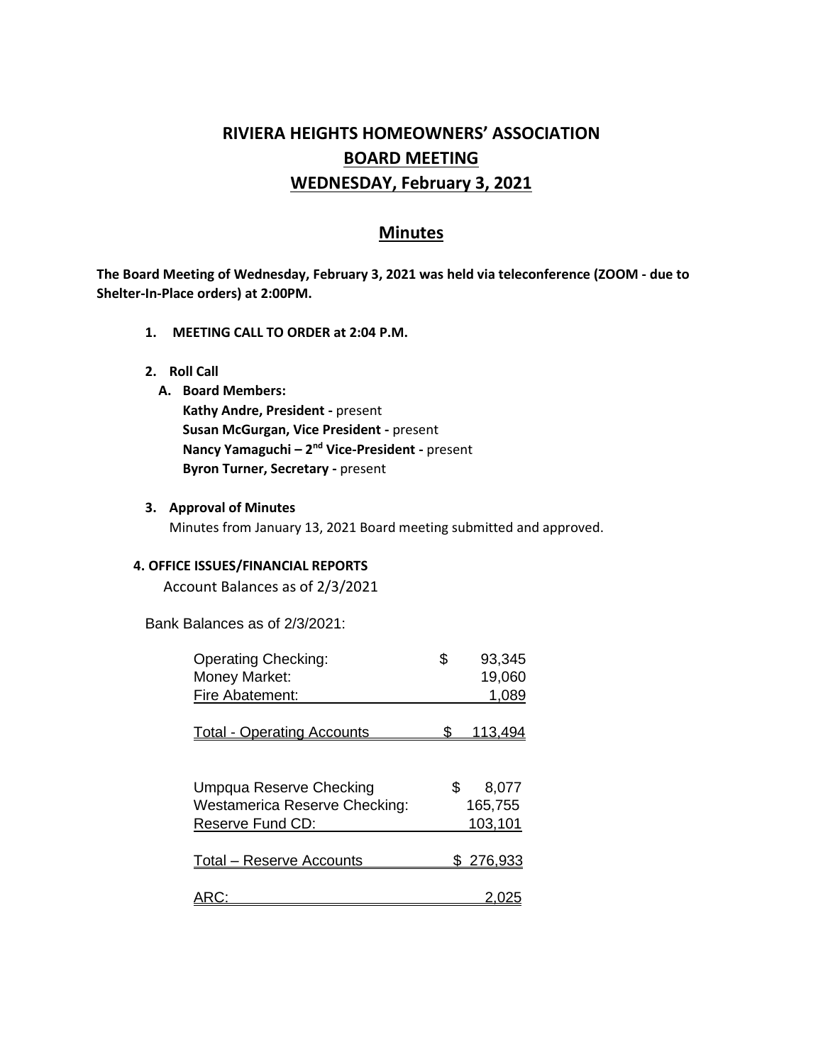# RIVIERA HEIGHTS HOMEOWNERS' ASSOCIATION

## BOARD MEETING

## WEDNESDAY, February 3, 2021

## Minutes

**The Board Meeting of Wednesday, February 3, 2021 was held via teleconference (ZOOM - due to Shelter-In-Place orders) at 2:00PM.**

1. **MEETING CALL TO ORDER at 2:04 P.M.**

2. **Roll Call**
   - A. **Board Members:**
     **Kathy Andre, President -** present
     **Susan McGurgan, Vice President -** present
     **Nancy Yamaguchi – 2nd Vice-President -** present
     **Byron Turner, Secretary -** present

3. **Approval of Minutes**
   Minutes from January 13, 2021 Board meeting submitted and approved.

**4. OFFICE ISSUES/FINANCIAL REPORTS**

Account Balances as of 2/3/2021

Bank Balances as of 2/3/2021:

| Account | Balance |
| --- | --- |
| Operating Checking: | $ 93,345 |
| Money Market: | 19,060 |
| Fire Abatement: | 1,089 |
| Total - Operating Accounts | $ 113,494 |
| | |
| Umpqua Reserve Checking | $ 8,077 |
| Westamerica Reserve Checking: | 165,755 |
| Reserve Fund CD: | 103,101 |
| Total – Reserve Accounts | $ 276,933 |
| | |
| ARC: | 2,025 |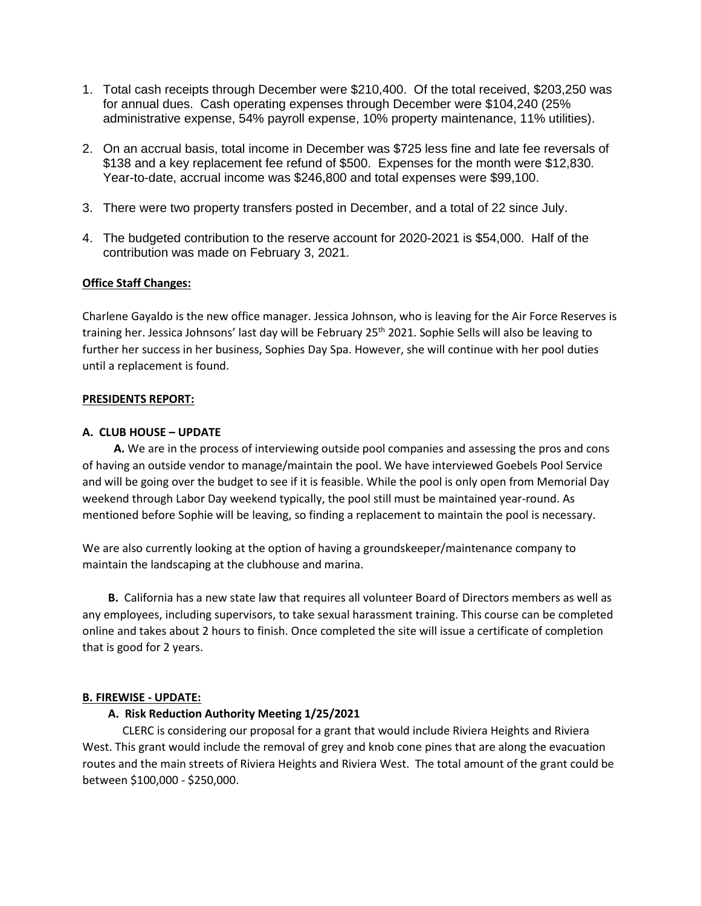1. Total cash receipts through December were $210,400. Of the total received, $203,250 was for annual dues. Cash operating expenses through December were $104,240 (25% administrative expense, 54% payroll expense, 10% property maintenance, 11% utilities).

2. On an accrual basis, total income in December was $725 less fine and late fee reversals of $138 and a key replacement fee refund of $500. Expenses for the month were $12,830. Year-to-date, accrual income was $246,800 and total expenses were $99,100.

3. There were two property transfers posted in December, and a total of 22 since July.

4. The budgeted contribution to the reserve account for 2020-2021 is $54,000. Half of the contribution was made on February 3, 2021.

**Office Staff Changes:**

Charlene Gayaldo is the new office manager. Jessica Johnson, who is leaving for the Air Force Reserves is training her. Jessica Johnsons' last day will be February 25th 2021. Sophie Sells will also be leaving to further her success in her business, Sophies Day Spa. However, she will continue with her pool duties until a replacement is found.

**PRESIDENTS REPORT:**

**A. CLUB HOUSE – UPDATE**

**A.** We are in the process of interviewing outside pool companies and assessing the pros and cons of having an outside vendor to manage/maintain the pool. We have interviewed Goebels Pool Service and will be going over the budget to see if it is feasible. While the pool is only open from Memorial Day weekend through Labor Day weekend typically, the pool still must be maintained year-round. As mentioned before Sophie will be leaving, so finding a replacement to maintain the pool is necessary.

We are also currently looking at the option of having a groundskeeper/maintenance company to maintain the landscaping at the clubhouse and marina.

**B.** California has a new state law that requires all volunteer Board of Directors members as well as any employees, including supervisors, to take sexual harassment training. This course can be completed online and takes about 2 hours to finish. Once completed the site will issue a certificate of completion that is good for 2 years.

**B. FIREWISE - UPDATE:**

**A. Risk Reduction Authority Meeting 1/25/2021**

CLERC is considering our proposal for a grant that would include Riviera Heights and Riviera West. This grant would include the removal of grey and knob cone pines that are along the evacuation routes and the main streets of Riviera Heights and Riviera West. The total amount of the grant could be between $100,000 - $250,000.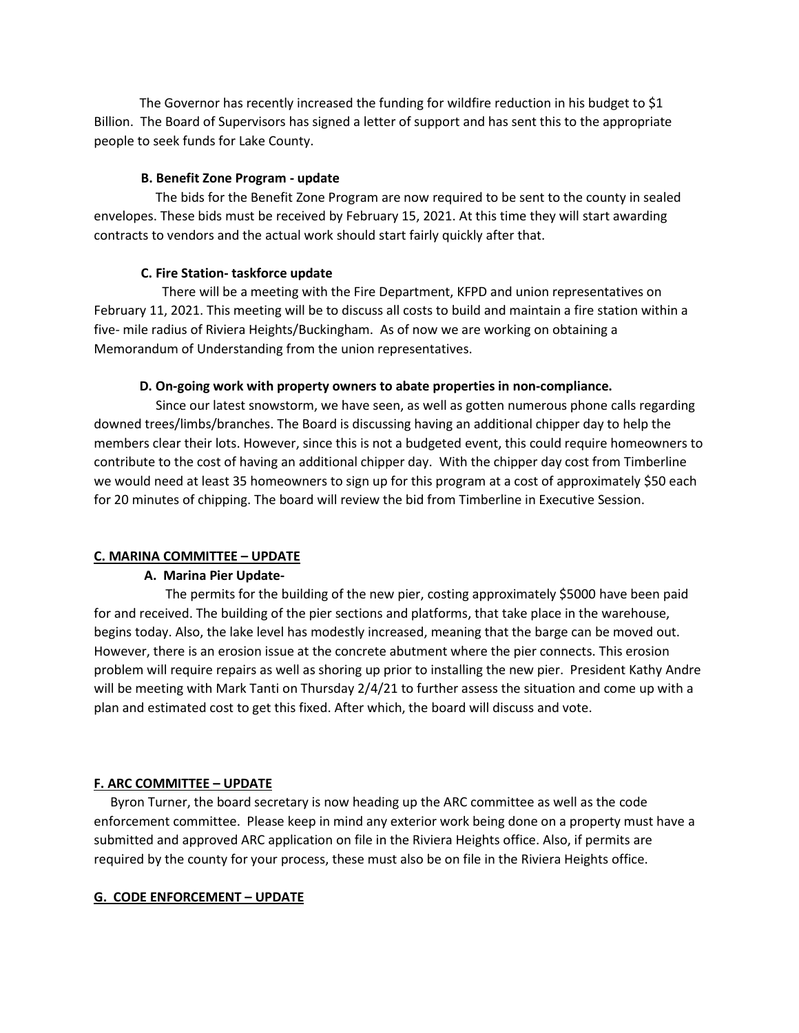The Governor has recently increased the funding for wildfire reduction in his budget to $1 Billion. The Board of Supervisors has signed a letter of support and has sent this to the appropriate people to seek funds for Lake County.

**B. Benefit Zone Program - update**

The bids for the Benefit Zone Program are now required to be sent to the county in sealed envelopes. These bids must be received by February 15, 2021. At this time they will start awarding contracts to vendors and the actual work should start fairly quickly after that.

**C. Fire Station- taskforce update**

There will be a meeting with the Fire Department, KFPD and union representatives on February 11, 2021. This meeting will be to discuss all costs to build and maintain a fire station within a five- mile radius of Riviera Heights/Buckingham. As of now we are working on obtaining a Memorandum of Understanding from the union representatives.

**D. On-going work with property owners to abate properties in non-compliance.**

Since our latest snowstorm, we have seen, as well as gotten numerous phone calls regarding downed trees/limbs/branches. The Board is discussing having an additional chipper day to help the members clear their lots. However, since this is not a budgeted event, this could require homeowners to contribute to the cost of having an additional chipper day. With the chipper day cost from Timberline we would need at least 35 homeowners to sign up for this program at a cost of approximately $50 each for 20 minutes of chipping. The board will review the bid from Timberline in Executive Session.

**C. MARINA COMMITTEE – UPDATE**

**A. Marina Pier Update-**

The permits for the building of the new pier, costing approximately $5000 have been paid for and received. The building of the pier sections and platforms, that take place in the warehouse, begins today. Also, the lake level has modestly increased, meaning that the barge can be moved out. However, there is an erosion issue at the concrete abutment where the pier connects. This erosion problem will require repairs as well as shoring up prior to installing the new pier. President Kathy Andre will be meeting with Mark Tanti on Thursday 2/4/21 to further assess the situation and come up with a plan and estimated cost to get this fixed. After which, the board will discuss and vote.

**F. ARC COMMITTEE – UPDATE**

Byron Turner, the board secretary is now heading up the ARC committee as well as the code enforcement committee. Please keep in mind any exterior work being done on a property must have a submitted and approved ARC application on file in the Riviera Heights office. Also, if permits are required by the county for your process, these must also be on file in the Riviera Heights office.

**G. CODE ENFORCEMENT – UPDATE**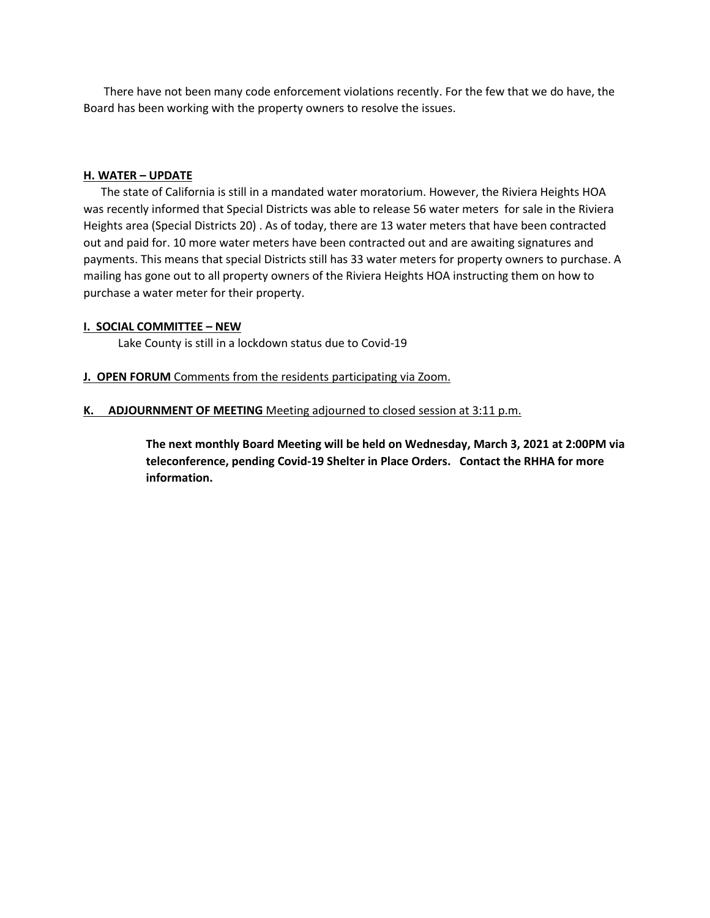There have not been many code enforcement violations recently. For the few that we do have, the Board has been working with the property owners to resolve the issues.

**H. WATER – UPDATE**

The state of California is still in a mandated water moratorium. However, the Riviera Heights HOA was recently informed that Special Districts was able to release 56 water meters for sale in the Riviera Heights area (Special Districts 20) . As of today, there are 13 water meters that have been contracted out and paid for. 10 more water meters have been contracted out and are awaiting signatures and payments. This means that special Districts still has 33 water meters for property owners to purchase. A mailing has gone out to all property owners of the Riviera Heights HOA instructing them on how to purchase a water meter for their property.

**I. SOCIAL COMMITTEE – NEW**

Lake County is still in a lockdown status due to Covid-19

**J. OPEN FORUM** Comments from the residents participating via Zoom.

**K. ADJOURNMENT OF MEETING** Meeting adjourned to closed session at 3:11 p.m.

**The next monthly Board Meeting will be held on Wednesday, March 3, 2021 at 2:00PM via teleconference, pending Covid-19 Shelter in Place Orders. Contact the RHHA for more information.**